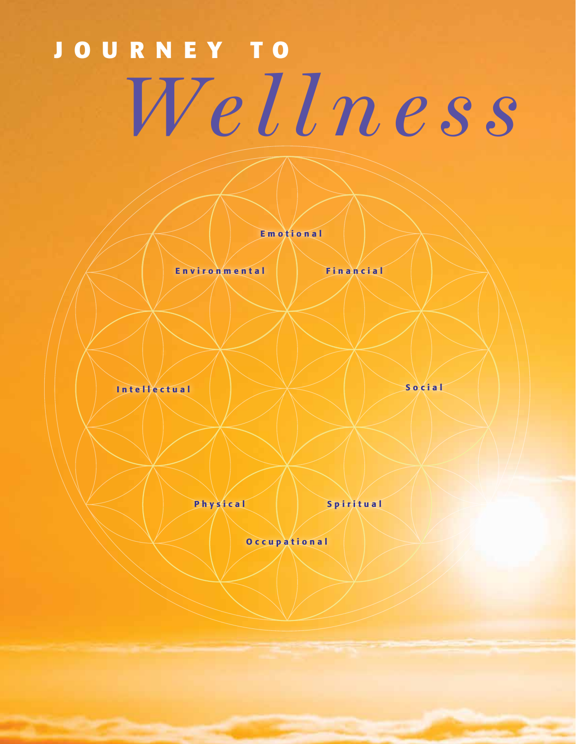# JOURNEY TO *Wellness*

Emotional

Environmental

Financial

Intellectual

Social

Physical

Spiritual

Occupational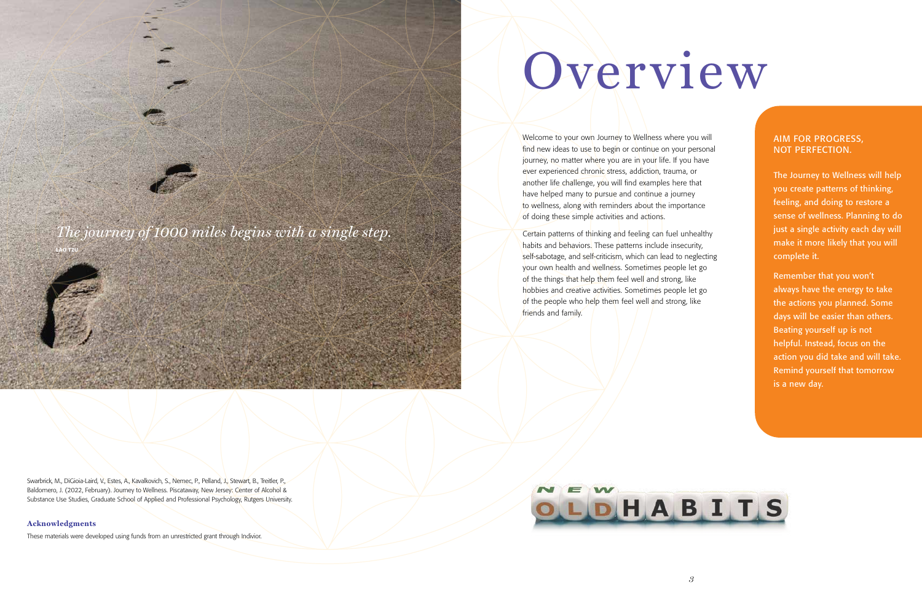*The journey of 1000 miles begins with a single step.*

LAO TZU

# Overview

Welcome to your own Journey to Wellness where you will find new ideas to use to begin or continue on your personal journey, no matter where you are in your life. If you have ever experienced chronic stress, addiction, trauma, or another life challenge, you will find examples here that have helped many to pursue and continue a journey to wellness, along with reminders about the importance of doing these simple activities and actions.

Certain patterns of thinking and feeling can fuel unhealthy habits and behaviors. These patterns include insecurity, self-sabotage, and self-criticism, which can lead to neglecting your own health and wellness. Sometimes people let go of the things that help them feel well and strong, like hobbies and creative activities. Sometimes people let go of the people who help them feel well and strong, like friends and family.

## AIM FOR PROGRESS, NOT PERFECTION.

The Journey to Wellness will help you create patterns of thinking, feeling, and doing to restore a sense of wellness. Planning to do just a single activity each day will make it more likely that you will complete it.

Remember that you won't always have the energy to take the actions you planned. Some days will be easier than others. Beating yourself up is not helpful. Instead, focus on the action you did take and will take. Remind yourself that tomorrow is a new day.

Swarbrick, M., DiGioia-Laird, V., Estes, A., Kavalkovich, S., Nemec, P., Pelland, J., Stewart, B., Treitler, P., Baldomero, J. (2022, February). Journey to Wellness. Piscataway, New Jersey: Center of Alcohol & Substance Use Studies, Graduate School of Applied and Professional Psychology, Rutgers University.

**Acknowledgments**

These materials were developed using funds from an unrestricted grant through Indivior.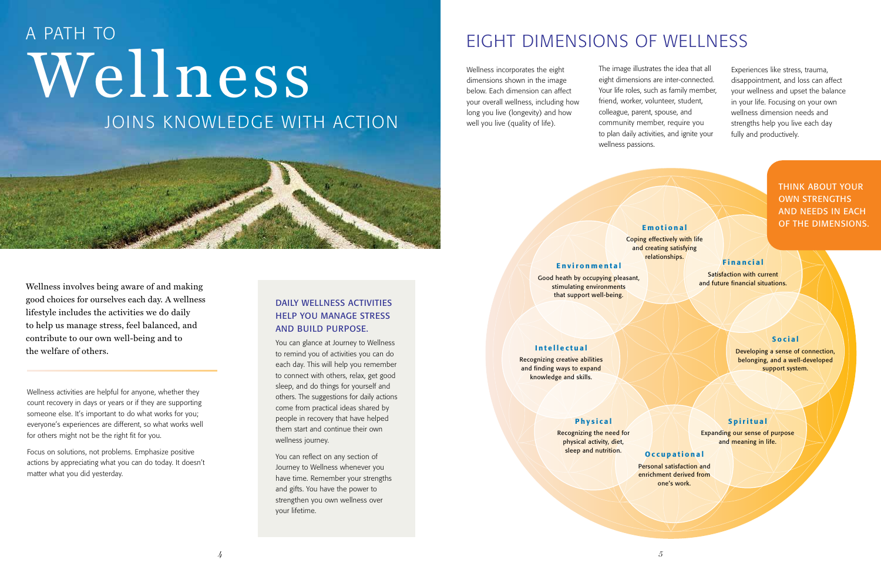# A PATH TO Wellness JOINS KNOWLEDGE WITH ACTION

Wellness involves being aware of and making good choices for ourselves each day. A wellness lifestyle includes the activities we do daily to help us manage stress, feel balanced, and contribute to our own well-being and to the welfare of others.

Wellness activities are helpful for anyone, whether they count recovery in days or years or if they are supporting someone else. It's important to do what works for you; everyone's experiences are different, so what works well for others might not be the right fit for you.

Focus on solutions, not problems. Emphasize positive actions by appreciating what you can do today. It doesn't matter what you did yesterday.

### DAILY WELLNESS ACTIVITIES HELP YOU MANAGE STRESS AND BUILD PURPOSE.

You can glance at Journey to Wellness to remind you of activities you can do each day. This will help you remember to connect with others, relax, get good sleep, and do things for yourself and others. The suggestions for daily actions come from practical ideas shared by people in recovery that have helped them start and continue their own wellness journey.

You can reflect on any section of Journey to Wellness whenever you have time. Remember your strengths and gifts. You have the power to strengthen you own wellness over your lifetime.

## EIGHT DIMENSIONS OF WELLNESS

Wellness incorporates the eight dimensions shown in the image below. Each dimension can affect your overall wellness, including how long you live (longevity) and how well you live (quality of life).

The image illustrates the idea that all eight dimensions are inter-connected. Your life roles, such as family member, friend, worker, volunteer, student, colleague, parent, spouse, and community member, require you to plan daily activities, and ignite your wellness passions.

Experiences like stress, trauma, disappointment, and loss can affect your wellness and upset the balance in your life. Focusing on your own wellness dimension needs and strengths help you live each day fully and productively.

THINK ABOUT YOUR OWN STRENGTHS AND NEEDS IN EACH OF THE DIMENSIONS.

**Emotional**
Coping effectively with life and creating satisfying relationships.

**Environmental**
Good heath by occupying pleasant, stimulating environments that support well-being.

**Financial**
Satisfaction with current and future financial situations.

**Intellectual**
Recognizing creative abilities and finding ways to expand knowledge and skills.

**Social**
Developing a sense of connection, belonging, and a well-developed support system.

**Physical**
Recognizing the need for physical activity, diet, sleep and nutrition.

**Spiritual**
Expanding our sense of purpose and meaning in life.

**Occupational**
Personal satisfaction and enrichment derived from one's work.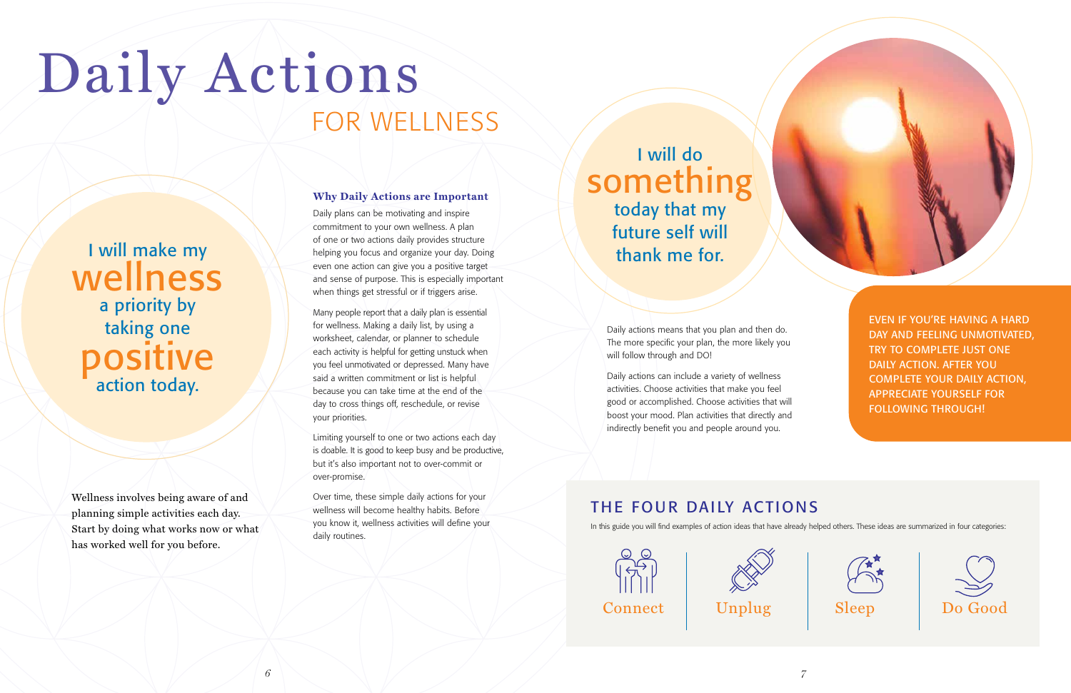# Daily Actions

## FOR WELLNESS

I will make my **wellness** a priority by taking one **positive** action today.

Wellness involves being aware of and planning simple activities each day. Start by doing what works now or what has worked well for you before.

### Why Daily Actions are Important

Daily plans can be motivating and inspire commitment to your own wellness. A plan of one or two actions daily provides structure helping you focus and organize your day. Doing even one action can give you a positive target and sense of purpose. This is especially important when things get stressful or if triggers arise.

Many people report that a daily plan is essential for wellness. Making a daily list, by using a worksheet, calendar, or planner to schedule each activity is helpful for getting unstuck when you feel unmotivated or depressed. Many have said a written commitment or list is helpful because you can take time at the end of the day to cross things off, reschedule, or revise your priorities.

Limiting yourself to one or two actions each day is doable. It is good to keep busy and be productive, but it's also important not to over-commit or over-promise.

Over time, these simple daily actions for your wellness will become healthy habits. Before you know it, wellness activities will define your daily routines.

I will do **something** today that my future self will thank me for.

Daily actions means that you plan and then do. The more specific your plan, the more likely you will follow through and DO!

Daily actions can include a variety of wellness activities. Choose activities that make you feel good or accomplished. Choose activities that will boost your mood. Plan activities that directly and indirectly benefit you and people around you.

EVEN IF YOU'RE HAVING A HARD DAY AND FEELING UNMOTIVATED, TRY TO COMPLETE JUST ONE DAILY ACTION. AFTER YOU COMPLETE YOUR DAILY ACTION, APPRECIATE YOURSELF FOR FOLLOWING THROUGH!

### THE FOUR DAILY ACTIONS

In this guide you will find examples of action ideas that have already helped others. These ideas are summarized in four categories:

- Connect
- Unplug
- Sleep
- Do Good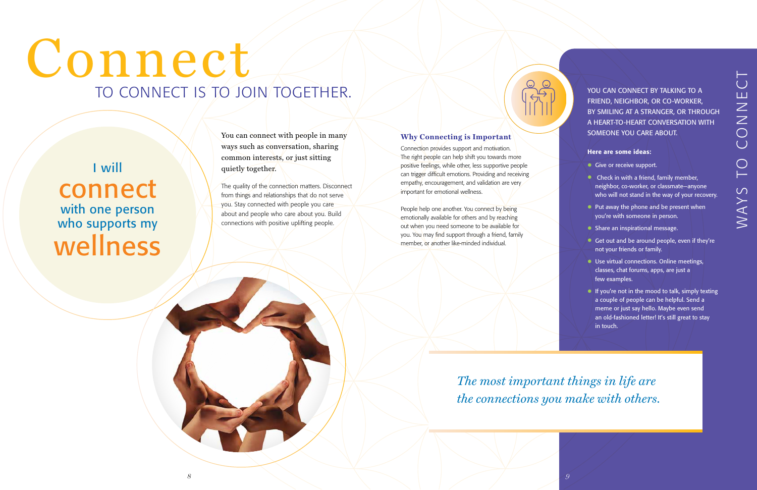# Connect

## TO CONNECT IS TO JOIN TOGETHER.

I will **connect** with one person who supports my **wellness**

You can connect with people in many ways such as conversation, sharing common interests, or just sitting quietly together.

The quality of the connection matters. Disconnect from things and relationships that do not serve you. Stay connected with people you care about and people who care about you. Build connections with positive uplifting people.

### Why Connecting is Important

Connection provides support and motivation. The right people can help shift you towards more positive feelings, while other, less supportive people can trigger difficult emotions. Providing and receiving empathy, encouragement, and validation are very important for emotional wellness.

People help one another. You connect by being emotionally available for others and by reaching out when you need someone to be available for you. You may find support through a friend, family member, or another like-minded individual.

## WAYS TO CONNECT

YOU CAN CONNECT BY TALKING TO A FRIEND, NEIGHBOR, OR CO-WORKER, BY SMILING AT A STRANGER, OR THROUGH A HEART-TO-HEART CONVERSATION WITH SOMEONE YOU CARE ABOUT.

**Here are some ideas:**

- Give or receive support.
- Check in with a friend, family member, neighbor, co-worker, or classmate—anyone who will not stand in the way of your recovery.
- Put away the phone and be present when you're with someone in person.
- Share an inspirational message.
- Get out and be around people, even if they're not your friends or family.
- Use virtual connections. Online meetings, classes, chat forums, apps, are just a few examples.
- If you're not in the mood to talk, simply texting a couple of people can be helpful. Send a meme or just say hello. Maybe even send an old-fashioned letter! It's still great to stay in touch.

*The most important things in life are the connections you make with others.*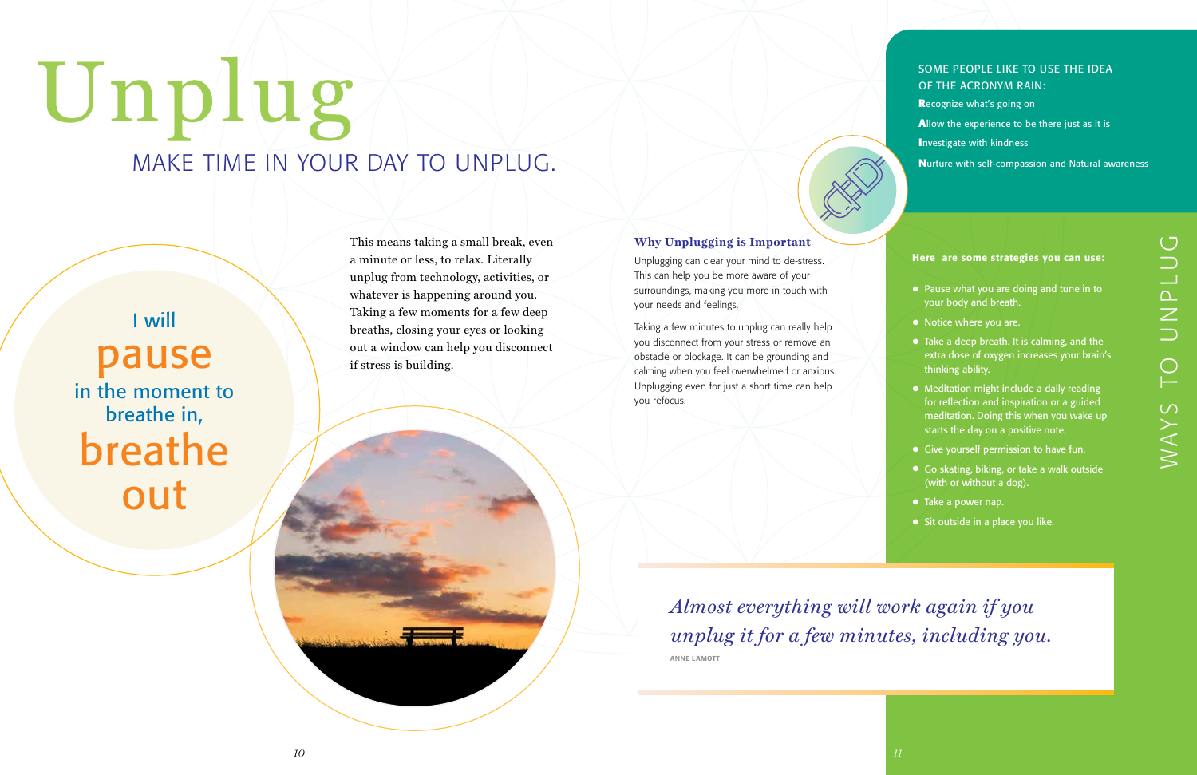# Unplug

## MAKE TIME IN YOUR DAY TO UNPLUG.

I will **pause** in the moment to breathe in, **breathe out**

This means taking a small break, even a minute or less, to relax. Literally unplug from technology, activities, or whatever is happening around you. Taking a few moments for a few deep breaths, closing your eyes or looking out a window can help you disconnect if stress is building.

### Why Unplugging is Important

Unplugging can clear your mind to de-stress. This can help you be more aware of your surroundings, making you more in touch with your needs and feelings.

Taking a few minutes to unplug can really help you disconnect from your stress or remove an obstacle or blockage. It can be grounding and calming when you feel overwhelmed or anxious. Unplugging even for just a short time can help you refocus.

*Almost everything will work again if you unplug it for a few minutes, including you.*

ANNE LAMOTT

SOME PEOPLE LIKE TO USE THE IDEA OF THE ACRONYM RAIN:

**R**ecognize what's going on

**A**llow the experience to be there just as it is

**I**nvestigate with kindness

**N**urture with self-compassion and Natural awareness

## WAYS TO UNPLUG

**Here are some strategies you can use:**

- Pause what you are doing and tune in to your body and breath.
- Notice where you are.
- Take a deep breath. It is calming, and the extra dose of oxygen increases your brain's thinking ability.
- Meditation might include a daily reading for reflection and inspiration or a guided meditation. Doing this when you wake up starts the day on a positive note.
- Give yourself permission to have fun.
- Go skating, biking, or take a walk outside (with or without a dog).
- Take a power nap.
- Sit outside in a place you like.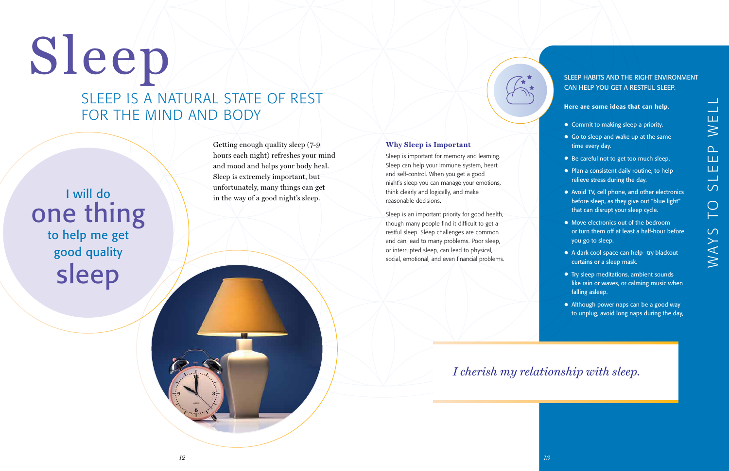# Sleep

## SLEEP IS A NATURAL STATE OF REST FOR THE MIND AND BODY

I will do **one thing** to help me get good quality **sleep**

Getting enough quality sleep (7-9 hours each night) refreshes your mind and mood and helps your body heal. Sleep is extremely important, but unfortunately, many things can get in the way of a good night's sleep.

### Why Sleep is Important

Sleep is important for memory and learning. Sleep can help your immune system, heart, and self-control. When you get a good night's sleep you can manage your emotions, think clearly and logically, and make reasonable decisions.

Sleep is an important priority for good health, though many people find it difficult to get a restful sleep. Sleep challenges are common and can lead to many problems. Poor sleep, or interrupted sleep, can lead to physical, social, emotional, and even financial problems.

## WAYS TO SLEEP WELL

SLEEP HABITS AND THE RIGHT ENVIRONMENT CAN HELP YOU GET A RESTFUL SLEEP.

**Here are some ideas that can help.**

- Commit to making sleep a priority.
- Go to sleep and wake up at the same time every day.
- Be careful not to get too much sleep.
- Plan a consistent daily routine, to help relieve stress during the day.
- Avoid TV, cell phone, and other electronics before sleep, as they give out "blue light" that can disrupt your sleep cycle.
- Move electronics out of the bedroom or turn them off at least a half-hour before you go to sleep.
- A dark cool space can help–try blackout curtains or a sleep mask.
- Try sleep meditations, ambient sounds like rain or waves, or calming music when falling asleep.
- Although power naps can be a good way to unplug, avoid long naps during the day,

*I cherish my relationship with sleep.*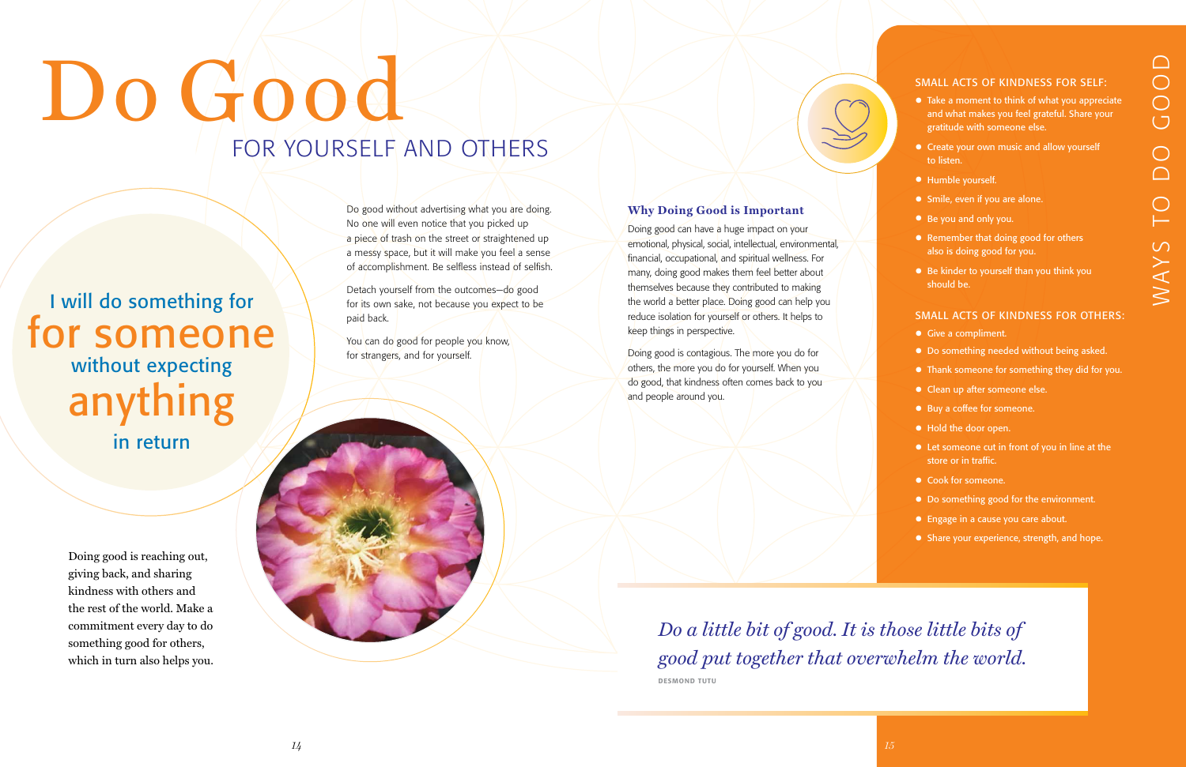# Do Good

## FOR YOURSELF AND OTHERS

I will do something for **for someone** without expecting **anything** in return

Doing good is reaching out, giving back, and sharing kindness with others and the rest of the world. Make a commitment every day to do something good for others, which in turn also helps you.

Do good without advertising what you are doing. No one will even notice that you picked up a piece of trash on the street or straightened up a messy space, but it will make you feel a sense of accomplishment. Be selfless instead of selfish.

Detach yourself from the outcomes—do good for its own sake, not because you expect to be paid back.

You can do good for people you know, for strangers, and for yourself.

### Why Doing Good is Important

Doing good can have a huge impact on your emotional, physical, social, intellectual, environmental, financial, occupational, and spiritual wellness. For many, doing good makes them feel better about themselves because they contributed to making the world a better place. Doing good can help you reduce isolation for yourself or others. It helps to keep things in perspective.

Doing good is contagious. The more you do for others, the more you do for yourself. When you do good, that kindness often comes back to you and people around you.

*Do a little bit of good. It is those little bits of good put together that overwhelm the world.*

DESMOND TUTU

## WAYS TO DO GOOD

### SMALL ACTS OF KINDNESS FOR SELF:

- Take a moment to think of what you appreciate and what makes you feel grateful. Share your gratitude with someone else.
- Create your own music and allow yourself to listen.
- Humble yourself.
- Smile, even if you are alone.
- Be you and only you.
- Remember that doing good for others also is doing good for you.
- Be kinder to yourself than you think you should be.

### SMALL ACTS OF KINDNESS FOR OTHERS:

- Give a compliment.
- Do something needed without being asked.
- Thank someone for something they did for you.
- Clean up after someone else.
- Buy a coffee for someone.
- Hold the door open.
- Let someone cut in front of you in line at the store or in traffic.
- Cook for someone.
- Do something good for the environment.
- Engage in a cause you care about.
- Share your experience, strength, and hope.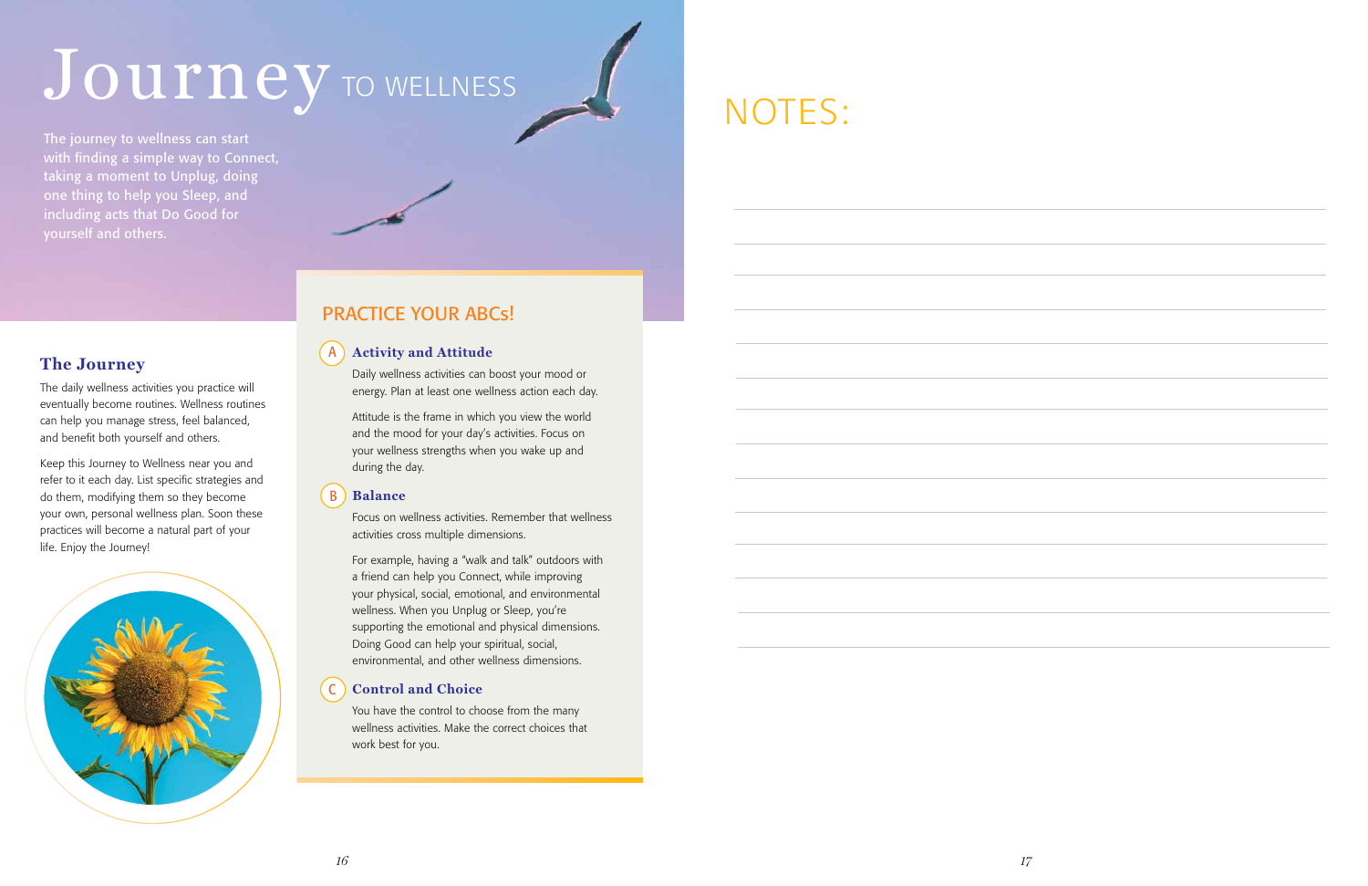# Journey TO WELLNESS

The journey to wellness can start with finding a simple way to Connect, taking a moment to Unplug, doing one thing to help you Sleep, and including acts that Do Good for yourself and others.

## The Journey

The daily wellness activities you practice will eventually become routines. Wellness routines can help you manage stress, feel balanced, and benefit both yourself and others.

Keep this Journey to Wellness near you and refer to it each day. List specific strategies and do them, modifying them so they become your own, personal wellness plan. Soon these practices will become a natural part of your life. Enjoy the Journey!

## PRACTICE YOUR ABCs!

### A Activity and Attitude

Daily wellness activities can boost your mood or energy. Plan at least one wellness action each day.

Attitude is the frame in which you view the world and the mood for your day's activities. Focus on your wellness strengths when you wake up and during the day.

### B Balance

Focus on wellness activities. Remember that wellness activities cross multiple dimensions.

For example, having a "walk and talk" outdoors with a friend can help you Connect, while improving your physical, social, emotional, and environmental wellness. When you Unplug or Sleep, you're supporting the emotional and physical dimensions. Doing Good can help your spiritual, social, environmental, and other wellness dimensions.

### C Control and Choice

You have the control to choose from the many wellness activities. Make the correct choices that work best for you.

# NOTES: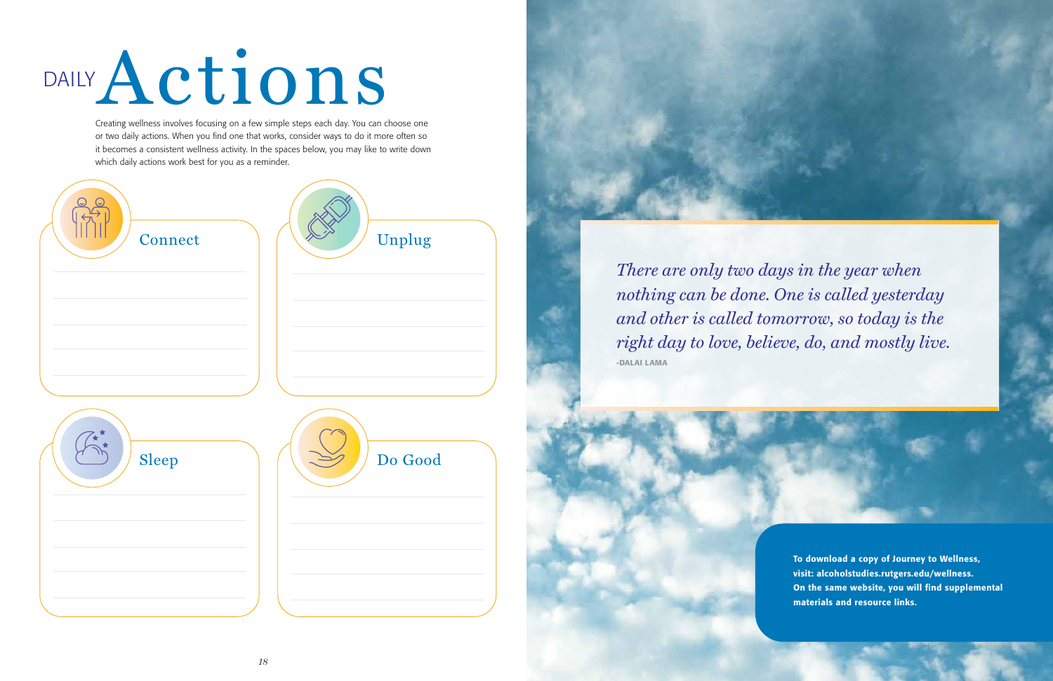# DAILY Actions

Creating wellness involves focusing on a few simple steps each day. You can choose one or two daily actions. When you find one that works, consider ways to do it more often so it becomes a consistent wellness activity. In the spaces below, you may like to write down which daily actions work best for you as a reminder.

## Connect

## Unplug

## Sleep

## Do Good

*There are only two days in the year when nothing can be done. One is called yesterday and other is called tomorrow, so today is the right day to love, believe, do, and mostly live.*

-DALAI LAMA

**To download a copy of Journey to Wellness, visit: alcoholstudies.rutgers.edu/wellness. On the same website, you will find supplemental materials and resource links.**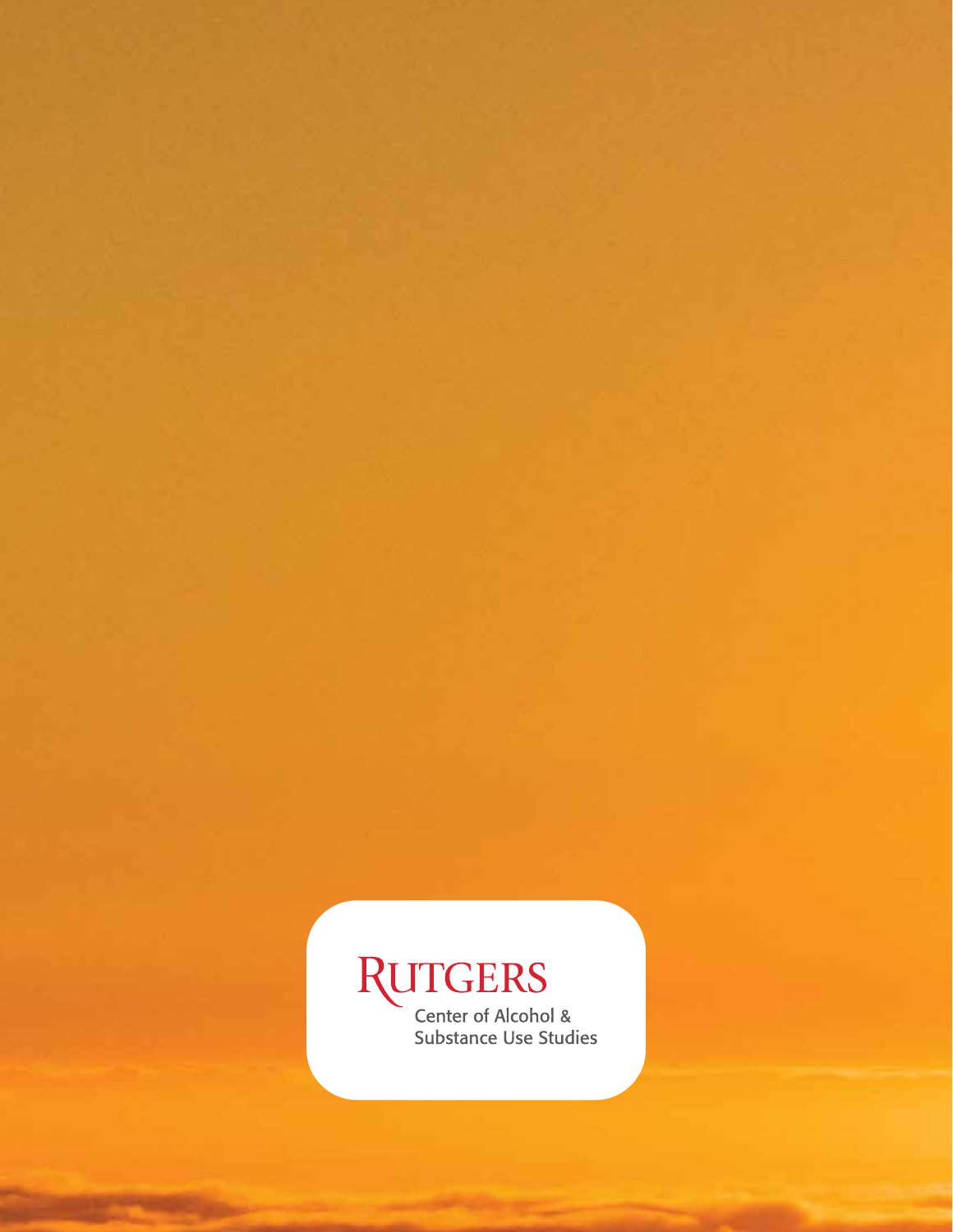RUTGERS

Center of Alcohol &
Substance Use Studies